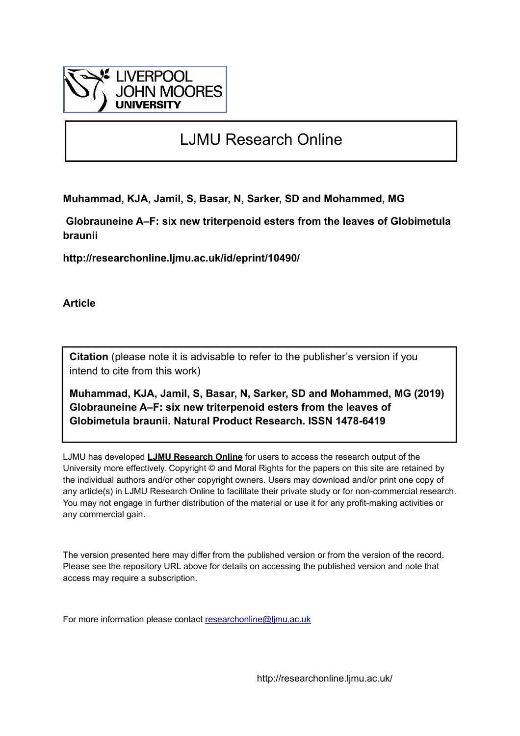LIVERPOOL JOHN MOORES UNIVERSITY

# LJMU Research Online

**Muhammad, KJA, Jamil, S, Basar, N, Sarker, SD and Mohammed, MG**

**Globrauneine A–F: six new triterpenoid esters from the leaves of Globimetula braunii**

**http://researchonline.ljmu.ac.uk/id/eprint/10490/**

**Article**

**Citation** (please note it is advisable to refer to the publisher's version if you intend to cite from this work)

**Muhammad, KJA, Jamil, S, Basar, N, Sarker, SD and Mohammed, MG (2019) Globrauneine A–F: six new triterpenoid esters from the leaves of Globimetula braunii. Natural Product Research. ISSN 1478-6419**

LJMU has developed **LJMU Research Online** for users to access the research output of the University more effectively. Copyright © and Moral Rights for the papers on this site are retained by the individual authors and/or other copyright owners. Users may download and/or print one copy of any article(s) in LJMU Research Online to facilitate their private study or for non-commercial research. You may not engage in further distribution of the material or use it for any profit-making activities or any commercial gain.

The version presented here may differ from the published version or from the version of the record. Please see the repository URL above for details on accessing the published version and note that access may require a subscription.

For more information please contact researchonline@ljmu.ac.uk

http://researchonline.ljmu.ac.uk/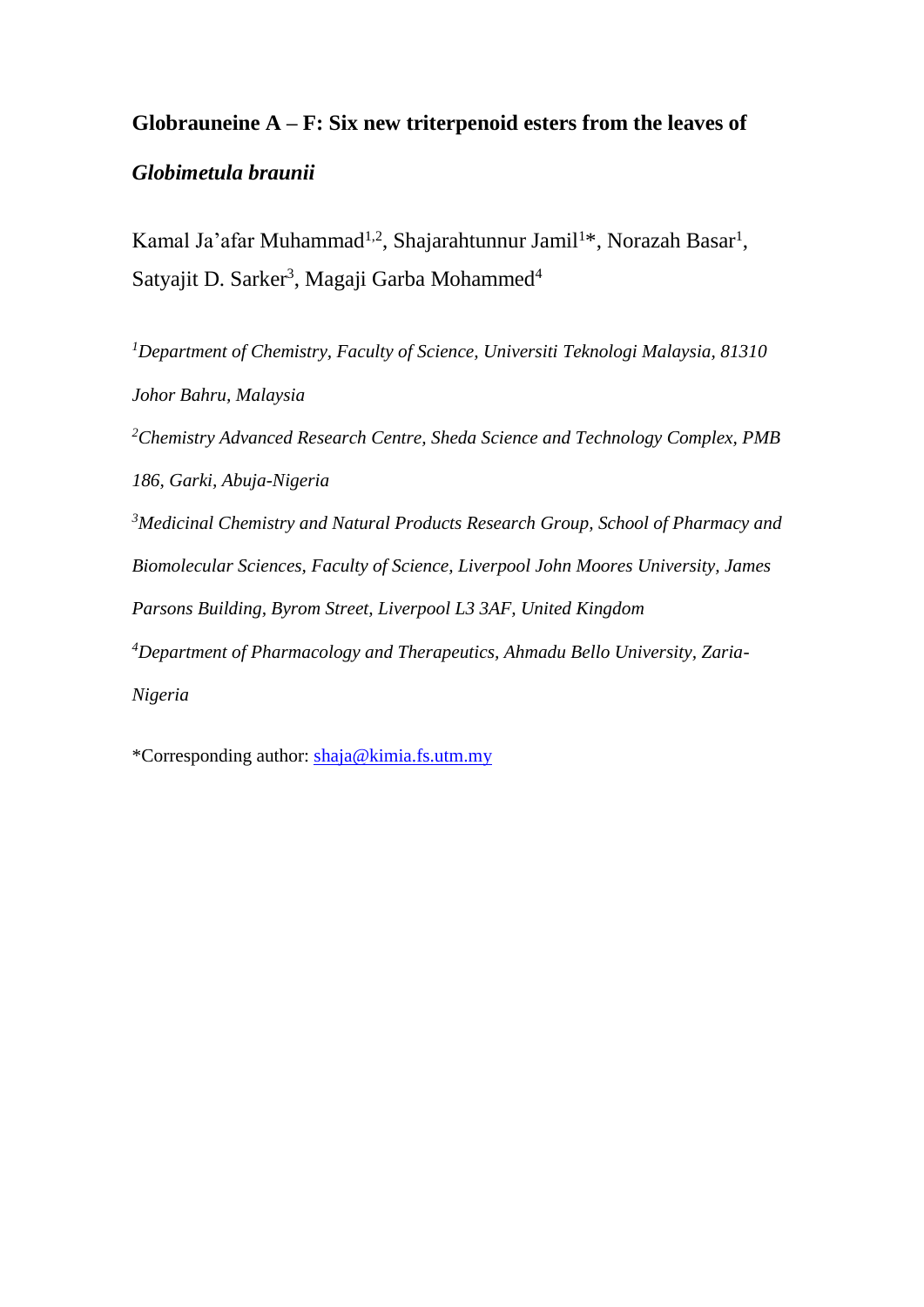# Globrauneine A – F: Six new triterpenoid esters from the leaves of *Globimetula braunii*

Kamal Ja'afar Muhammad[1,2], Shajarahtunnur Jamil[1]*, Norazah Basar[1], Satyajit D. Sarker[3], Magaji Garba Mohammed[4]

[1]*Department of Chemistry, Faculty of Science, Universiti Teknologi Malaysia, 81310 Johor Bahru, Malaysia*

[2]*Chemistry Advanced Research Centre, Sheda Science and Technology Complex, PMB 186, Garki, Abuja-Nigeria*

[3]*Medicinal Chemistry and Natural Products Research Group, School of Pharmacy and Biomolecular Sciences, Faculty of Science, Liverpool John Moores University, James Parsons Building, Byrom Street, Liverpool L3 3AF, United Kingdom*

[4]*Department of Pharmacology and Therapeutics, Ahmadu Bello University, Zaria-Nigeria*

*Corresponding author: shaja@kimia.fs.utm.my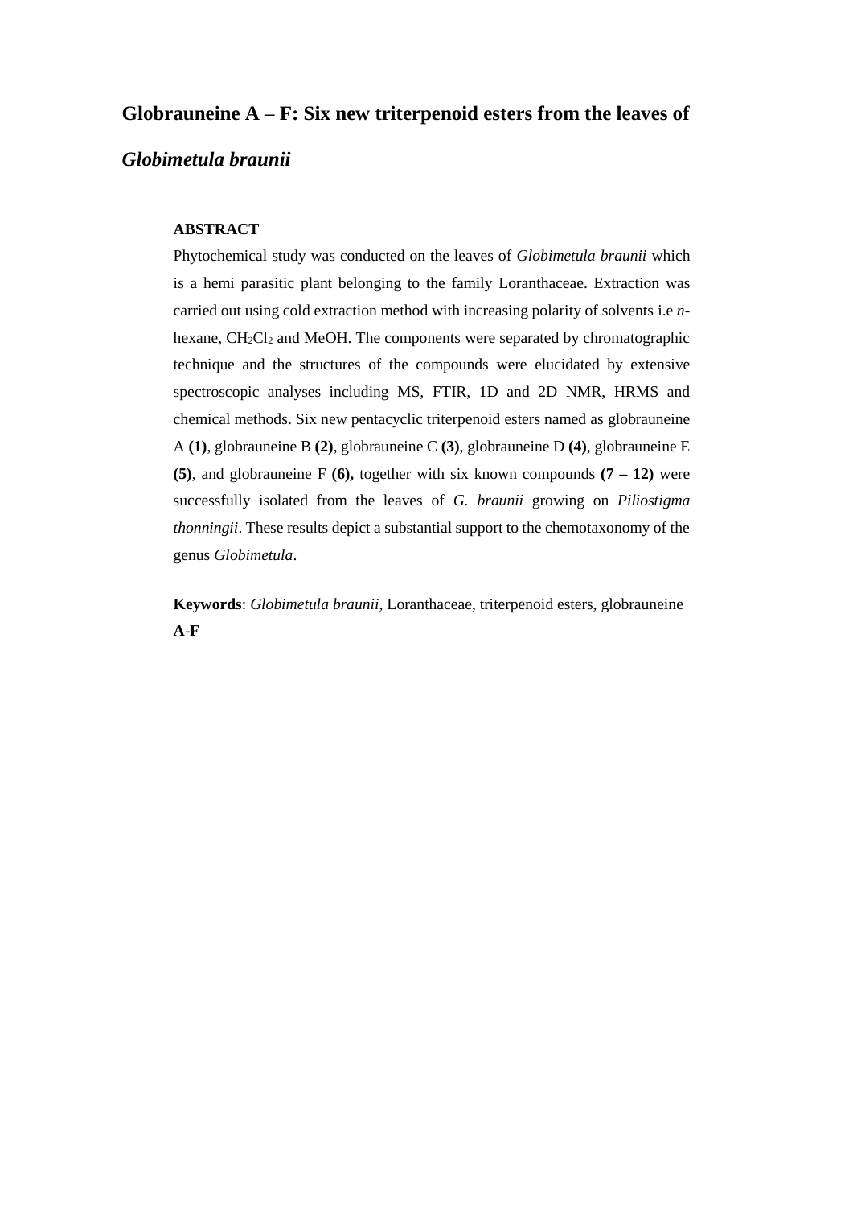# Globrauneine A – F: Six new triterpenoid esters from the leaves of *Globimetula braunii*

## ABSTRACT

Phytochemical study was conducted on the leaves of *Globimetula braunii* which is a hemi parasitic plant belonging to the family Loranthaceae. Extraction was carried out using cold extraction method with increasing polarity of solvents i.e *n*-hexane, $CH_2Cl_2$ and MeOH. The components were separated by chromatographic technique and the structures of the compounds were elucidated by extensive spectroscopic analyses including MS, FTIR, 1D and 2D NMR, HRMS and chemical methods. Six new pentacyclic triterpenoid esters named as globrauneine A **(1)**, globrauneine B **(2)**, globrauneine C **(3)**, globrauneine D **(4)**, globrauneine E **(5)**, and globrauneine F **(6),** together with six known compounds **(7 – 12)** were successfully isolated from the leaves of *G. braunii* growing on *Piliostigma thonningii*. These results depict a substantial support to the chemotaxonomy of the genus *Globimetula*.

**Keywords**: *Globimetula braunii*, Loranthaceae, triterpenoid esters, globrauneine **A**-**F**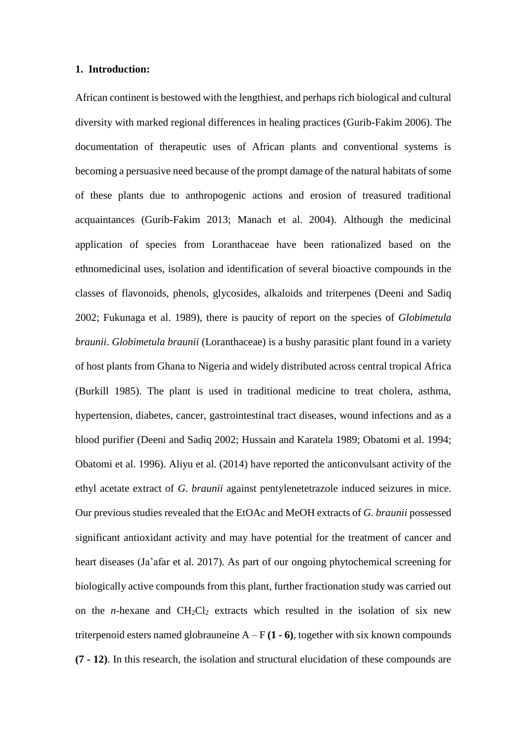## 1. Introduction:

African continent is bestowed with the lengthiest, and perhaps rich biological and cultural diversity with marked regional differences in healing practices (Gurib-Fakim 2006). The documentation of therapeutic uses of African plants and conventional systems is becoming a persuasive need because of the prompt damage of the natural habitats of some of these plants due to anthropogenic actions and erosion of treasured traditional acquaintances (Gurib-Fakim 2013; Manach et al. 2004). Although the medicinal application of species from Loranthaceae have been rationalized based on the ethnomedicinal uses, isolation and identification of several bioactive compounds in the classes of flavonoids, phenols, glycosides, alkaloids and triterpenes (Deeni and Sadiq 2002; Fukunaga et al. 1989), there is paucity of report on the species of *Globimetula braunii*. *Globimetula braunii* (Loranthaceae) is a bushy parasitic plant found in a variety of host plants from Ghana to Nigeria and widely distributed across central tropical Africa (Burkill 1985). The plant is used in traditional medicine to treat cholera, asthma, hypertension, diabetes, cancer, gastrointestinal tract diseases, wound infections and as a blood purifier (Deeni and Sadiq 2002; Hussain and Karatela 1989; Obatomi et al. 1994; Obatomi et al. 1996). Aliyu et al. (2014) have reported the anticonvulsant activity of the ethyl acetate extract of *G. braunii* against pentylenetetrazole induced seizures in mice. Our previous studies revealed that the EtOAc and MeOH extracts of *G. braunii* possessed significant antioxidant activity and may have potential for the treatment of cancer and heart diseases (Ja'afar et al. 2017). As part of our ongoing phytochemical screening for biologically active compounds from this plant, further fractionation study was carried out on the *n*-hexane and $CH_2Cl_2$ extracts which resulted in the isolation of six new triterpenoid esters named globrauneine A – F **(1 - 6)**, together with six known compounds **(7 - 12)**. In this research, the isolation and structural elucidation of these compounds are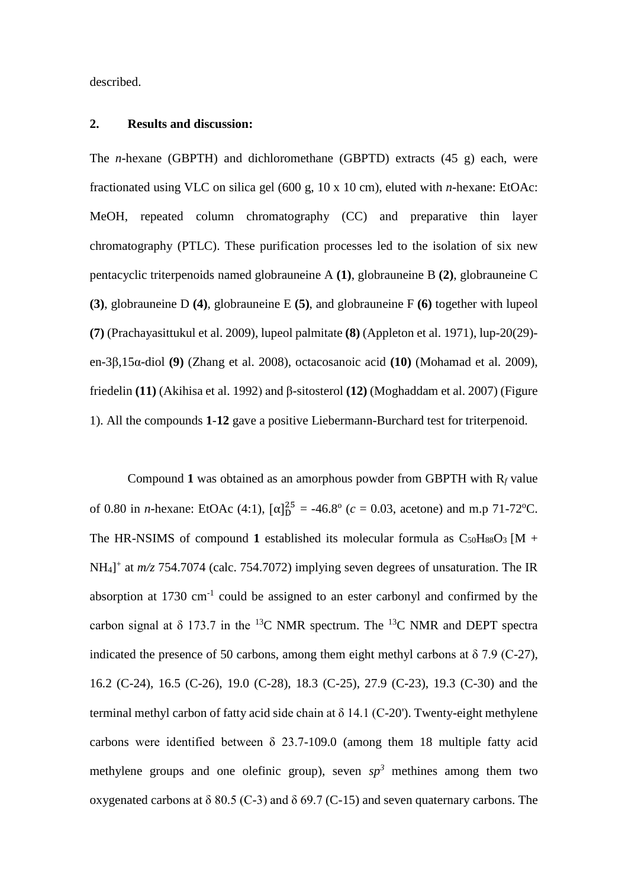described.

## 2. Results and discussion:

The *n*-hexane (GBPTH) and dichloromethane (GBPTD) extracts (45 g) each, were fractionated using VLC on silica gel (600 g, 10 x 10 cm), eluted with *n*-hexane: EtOAc: MeOH, repeated column chromatography (CC) and preparative thin layer chromatography (PTLC). These purification processes led to the isolation of six new pentacyclic triterpenoids named globrauneine A **(1)**, globrauneine B **(2)**, globrauneine C **(3)**, globrauneine D **(4)**, globrauneine E **(5)**, and globrauneine F **(6)** together with lupeol **(7)** (Prachayasittukul et al. 2009), lupeol palmitate **(8)** (Appleton et al. 1971), lup-20(29)-en-3β,15α-diol **(9)** (Zhang et al. 2008), octacosanoic acid **(10)** (Mohamad et al. 2009), friedelin **(11)** (Akihisa et al. 1992) and β-sitosterol **(12)** (Moghaddam et al. 2007) (Figure 1). All the compounds **1**-**12** gave a positive Liebermann-Burchard test for triterpenoid.

Compound **1** was obtained as an amorphous powder from GBPTH with $R_f$ value of 0.80 in *n*-hexane: EtOAc (4:1), $[\alpha]_D^{25}$ = -46.8° (*c* = 0.03, acetone) and m.p 71-72°C. The HR-NSIMS of compound **1** established its molecular formula as $C_{50}H_{88}O_3$ $[M + NH_4]^+$ at *m/z* 754.7074 (calc. 754.7072) implying seven degrees of unsaturation. The IR absorption at 1730 $cm^{-1}$ could be assigned to an ester carbonyl and confirmed by the carbon signal at δ 173.7 in the $^{13}C$ NMR spectrum. The $^{13}C$ NMR and DEPT spectra indicated the presence of 50 carbons, among them eight methyl carbons at δ 7.9 (C-27), 16.2 (C-24), 16.5 (C-26), 19.0 (C-28), 18.3 (C-25), 27.9 (C-23), 19.3 (C-30) and the terminal methyl carbon of fatty acid side chain at δ 14.1 (C-20'). Twenty-eight methylene carbons were identified between δ 23.7-109.0 (among them 18 multiple fatty acid methylene groups and one olefinic group), seven $sp^3$ methines among them two oxygenated carbons at δ 80.5 (C-3) and δ 69.7 (C-15) and seven quaternary carbons. The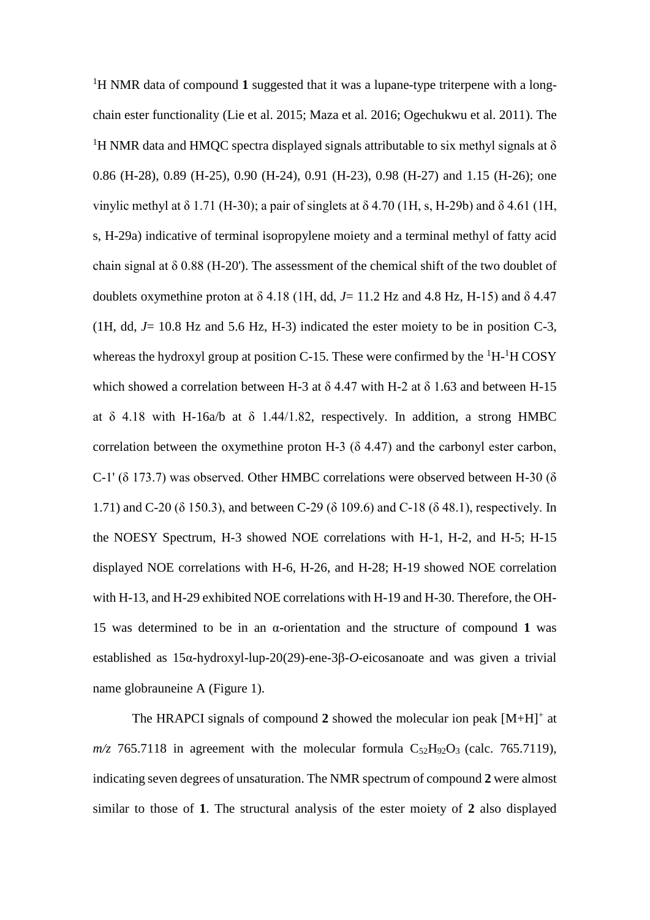$^{1}$H NMR data of compound **1** suggested that it was a lupane-type triterpene with a long-chain ester functionality (Lie et al. 2015; Maza et al. 2016; Ogechukwu et al. 2011). The $^{1}$H NMR data and HMQC spectra displayed signals attributable to six methyl signals at δ 0.86 (H-28), 0.89 (H-25), 0.90 (H-24), 0.91 (H-23), 0.98 (H-27) and 1.15 (H-26); one vinylic methyl at δ 1.71 (H-30); a pair of singlets at δ 4.70 (1H, s, H-29b) and δ 4.61 (1H, s, H-29a) indicative of terminal isopropylene moiety and a terminal methyl of fatty acid chain signal at δ 0.88 (H-20'). The assessment of the chemical shift of the two doublet of doublets oxymethine proton at δ 4.18 (1H, dd, *J*= 11.2 Hz and 4.8 Hz, H-15) and δ 4.47 (1H, dd, *J*= 10.8 Hz and 5.6 Hz, H-3) indicated the ester moiety to be in position C-3, whereas the hydroxyl group at position C-15. These were confirmed by the $^{1}$H-$^{1}$H COSY which showed a correlation between H-3 at δ 4.47 with H-2 at δ 1.63 and between H-15 at δ 4.18 with H-16a/b at δ 1.44/1.82, respectively. In addition, a strong HMBC correlation between the oxymethine proton H-3 (δ 4.47) and the carbonyl ester carbon, C-1' (δ 173.7) was observed. Other HMBC correlations were observed between H-30 (δ 1.71) and C-20 (δ 150.3), and between C-29 (δ 109.6) and C-18 (δ 48.1), respectively. In the NOESY Spectrum, H-3 showed NOE correlations with H-1, H-2, and H-5; H-15 displayed NOE correlations with H-6, H-26, and H-28; H-19 showed NOE correlation with H-13, and H-29 exhibited NOE correlations with H-19 and H-30. Therefore, the OH-15 was determined to be in an α-orientation and the structure of compound **1** was established as 15α-hydroxyl-lup-20(29)-ene-3β-*O*-eicosanoate and was given a trivial name globrauneine A (Figure 1).

The HRAPCI signals of compound **2** showed the molecular ion peak $[M+H]^{+}$ at *m/z* 765.7118 in agreement with the molecular formula $C_{52}H_{92}O_{3}$ (calc. 765.7119), indicating seven degrees of unsaturation. The NMR spectrum of compound **2** were almost similar to those of **1**. The structural analysis of the ester moiety of **2** also displayed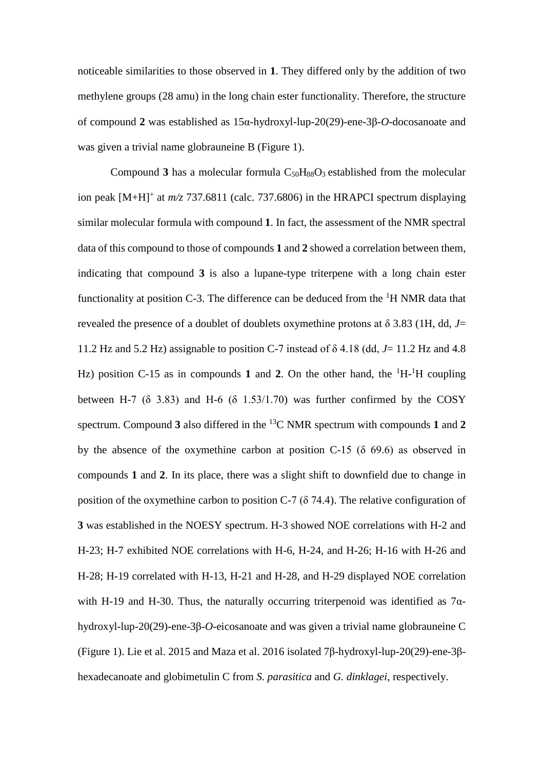noticeable similarities to those observed in **1**. They differed only by the addition of two methylene groups (28 amu) in the long chain ester functionality. Therefore, the structure of compound **2** was established as 15α-hydroxyl-lup-20(29)-ene-3β-*O*-docosanoate and was given a trivial name globrauneine B (Figure 1).

Compound **3** has a molecular formula $C_{50}H_{88}O_3$ established from the molecular ion peak $[M+H]^+$ at *m/z* 737.6811 (calc. 737.6806) in the HRAPCI spectrum displaying similar molecular formula with compound **1**. In fact, the assessment of the NMR spectral data of this compound to those of compounds **1** and **2** showed a correlation between them, indicating that compound **3** is also a lupane-type triterpene with a long chain ester functionality at position C-3. The difference can be deduced from the $^1$H NMR data that revealed the presence of a doublet of doublets oxymethine protons at δ 3.83 (1H, dd, *J*= 11.2 Hz and 5.2 Hz) assignable to position C-7 instead of δ 4.18 (dd, *J*= 11.2 Hz and 4.8 Hz) position C-15 as in compounds **1** and **2**. On the other hand, the $^1$H-$^1$H coupling between H-7 (δ 3.83) and H-6 (δ 1.53/1.70) was further confirmed by the COSY spectrum. Compound **3** also differed in the $^{13}$C NMR spectrum with compounds **1** and **2** by the absence of the oxymethine carbon at position C-15 (δ 69.6) as observed in compounds **1** and **2**. In its place, there was a slight shift to downfield due to change in position of the oxymethine carbon to position C-7 (δ 74.4). The relative configuration of **3** was established in the NOESY spectrum. H-3 showed NOE correlations with H-2 and H-23; H-7 exhibited NOE correlations with H-6, H-24, and H-26; H-16 with H-26 and H-28; H-19 correlated with H-13, H-21 and H-28, and H-29 displayed NOE correlation with H-19 and H-30. Thus, the naturally occurring triterpenoid was identified as 7α-hydroxyl-lup-20(29)-ene-3β-*O*-eicosanoate and was given a trivial name globrauneine C (Figure 1). Lie et al. 2015 and Maza et al. 2016 isolated 7β-hydroxyl-lup-20(29)-ene-3β-hexadecanoate and globimetulin C from *S. parasitica* and *G. dinklagei*, respectively.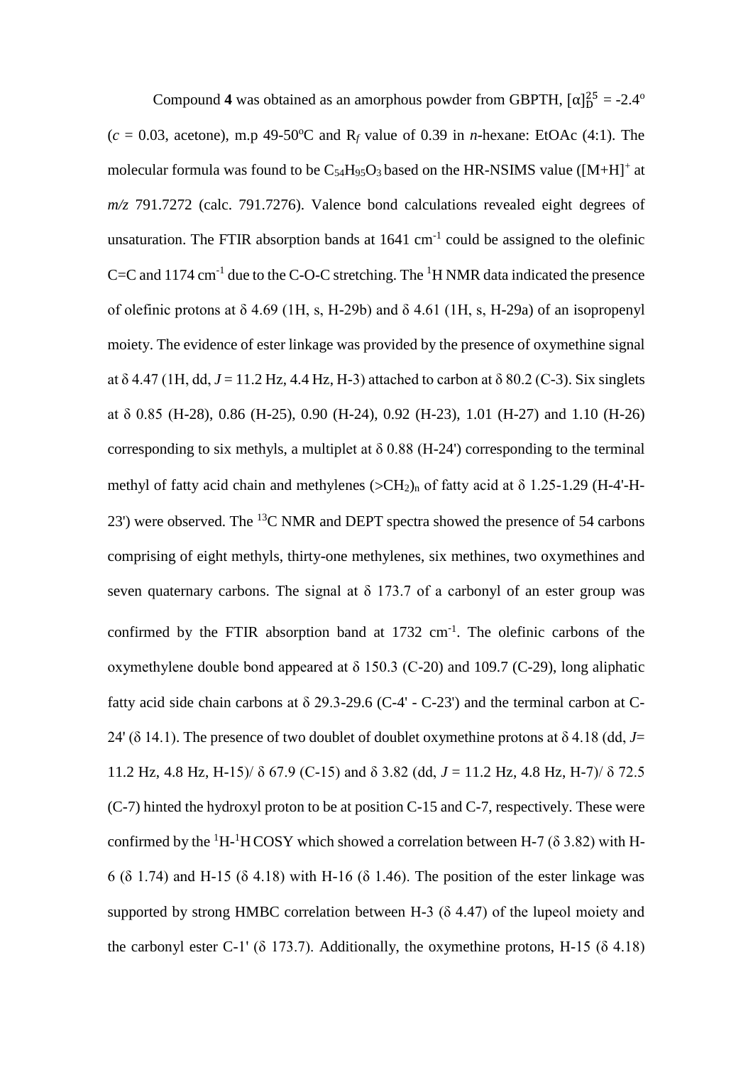Compound **4** was obtained as an amorphous powder from GBPTH, $[\alpha]_D^{25}$ = -2.4$^o$ ($c$ = 0.03, acetone), m.p 49-50$^o$C and R$_f$ value of 0.39 in *n*-hexane: EtOAc (4:1). The molecular formula was found to be $C_{54}H_{95}O_3$ based on the HR-NSIMS value ($[M+H]^+$ at *m/z* 791.7272 (calc. 791.7276). Valence bond calculations revealed eight degrees of unsaturation. The FTIR absorption bands at 1641 cm$^{-1}$ could be assigned to the olefinic C=C and 1174 cm$^{-1}$ due to the C-O-C stretching. The $^1$H NMR data indicated the presence of olefinic protons at δ 4.69 (1H, s, H-29b) and δ 4.61 (1H, s, H-29a) of an isopropenyl moiety. The evidence of ester linkage was provided by the presence of oxymethine signal at δ 4.47 (1H, dd, $J$ = 11.2 Hz, 4.4 Hz, H-3) attached to carbon at δ 80.2 (C-3). Six singlets at δ 0.85 (H-28), 0.86 (H-25), 0.90 (H-24), 0.92 (H-23), 1.01 (H-27) and 1.10 (H-26) corresponding to six methyls, a multiplet at δ 0.88 (H-24') corresponding to the terminal methyl of fatty acid chain and methylenes $(>CH_2)_n$ of fatty acid at δ 1.25-1.29 (H-4'-H-23') were observed. The $^{13}$C NMR and DEPT spectra showed the presence of 54 carbons comprising of eight methyls, thirty-one methylenes, six methines, two oxymethines and seven quaternary carbons. The signal at δ 173.7 of a carbonyl of an ester group was confirmed by the FTIR absorption band at 1732 cm$^{-1}$. The olefinic carbons of the oxymethylene double bond appeared at δ 150.3 (C-20) and 109.7 (C-29), long aliphatic fatty acid side chain carbons at δ 29.3-29.6 (C-4' - C-23') and the terminal carbon at C-24' (δ 14.1). The presence of two doublet of doublet oxymethine protons at δ 4.18 (dd, $J$= 11.2 Hz, 4.8 Hz, H-15)/ δ 67.9 (C-15) and δ 3.82 (dd, $J$ = 11.2 Hz, 4.8 Hz, H-7)/ δ 72.5 (C-7) hinted the hydroxyl proton to be at position C-15 and C-7, respectively. These were confirmed by the $^1$H-$^1$H COSY which showed a correlation between H-7 (δ 3.82) with H-6 (δ 1.74) and H-15 (δ 4.18) with H-16 (δ 1.46). The position of the ester linkage was supported by strong HMBC correlation between H-3 (δ 4.47) of the lupeol moiety and the carbonyl ester C-1' (δ 173.7). Additionally, the oxymethine protons, H-15 (δ 4.18)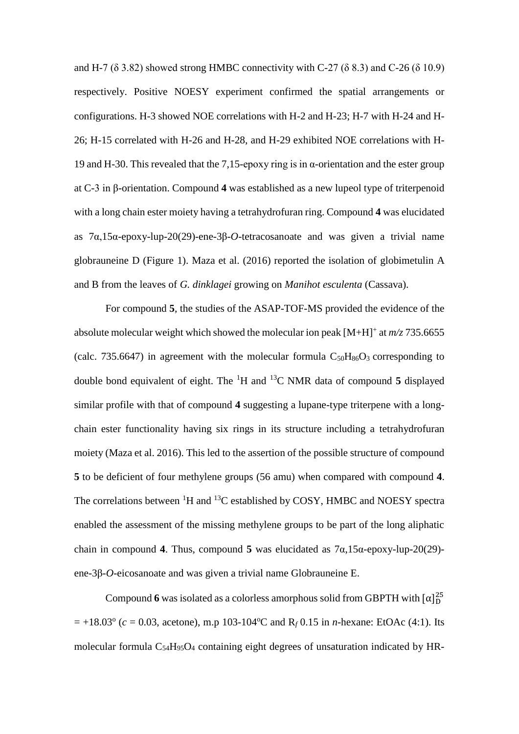and H-7 (δ 3.82) showed strong HMBC connectivity with C-27 (δ 8.3) and C-26 (δ 10.9) respectively. Positive NOESY experiment confirmed the spatial arrangements or configurations. H-3 showed NOE correlations with H-2 and H-23; H-7 with H-24 and H-26; H-15 correlated with H-26 and H-28, and H-29 exhibited NOE correlations with H-19 and H-30. This revealed that the 7,15-epoxy ring is in α-orientation and the ester group at C-3 in β-orientation. Compound **4** was established as a new lupeol type of triterpenoid with a long chain ester moiety having a tetrahydrofuran ring. Compound **4** was elucidated as 7α,15α-epoxy-lup-20(29)-ene-3β-*O*-tetracosanoate and was given a trivial name globrauneine D (Figure 1). Maza et al. (2016) reported the isolation of globimetulin A and B from the leaves of *G. dinklagei* growing on *Manihot esculenta* (Cassava).

For compound **5**, the studies of the ASAP-TOF-MS provided the evidence of the absolute molecular weight which showed the molecular ion peak $[M+H]^+$ at *m/z* 735.6655 (calc. 735.6647) in agreement with the molecular formula $C_{50}H_{86}O_3$ corresponding to double bond equivalent of eight. The $^1H$ and $^{13}C$ NMR data of compound **5** displayed similar profile with that of compound **4** suggesting a lupane-type triterpene with a long-chain ester functionality having six rings in its structure including a tetrahydrofuran moiety (Maza et al. 2016). This led to the assertion of the possible structure of compound **5** to be deficient of four methylene groups (56 amu) when compared with compound **4**. The correlations between $^1H$ and $^{13}C$ established by COSY, HMBC and NOESY spectra enabled the assessment of the missing methylene groups to be part of the long aliphatic chain in compound **4**. Thus, compound **5** was elucidated as 7α,15α-epoxy-lup-20(29)-ene-3β-*O*-eicosanoate and was given a trivial name Globrauneine E.

Compound **6** was isolated as a colorless amorphous solid from GBPTH with $[\alpha]_D^{25}$ = +18.03° (*c* = 0.03, acetone), m.p 103-104°C and $R_f$ 0.15 in *n*-hexane: EtOAc (4:1). Its molecular formula $C_{54}H_{95}O_4$ containing eight degrees of unsaturation indicated by HR-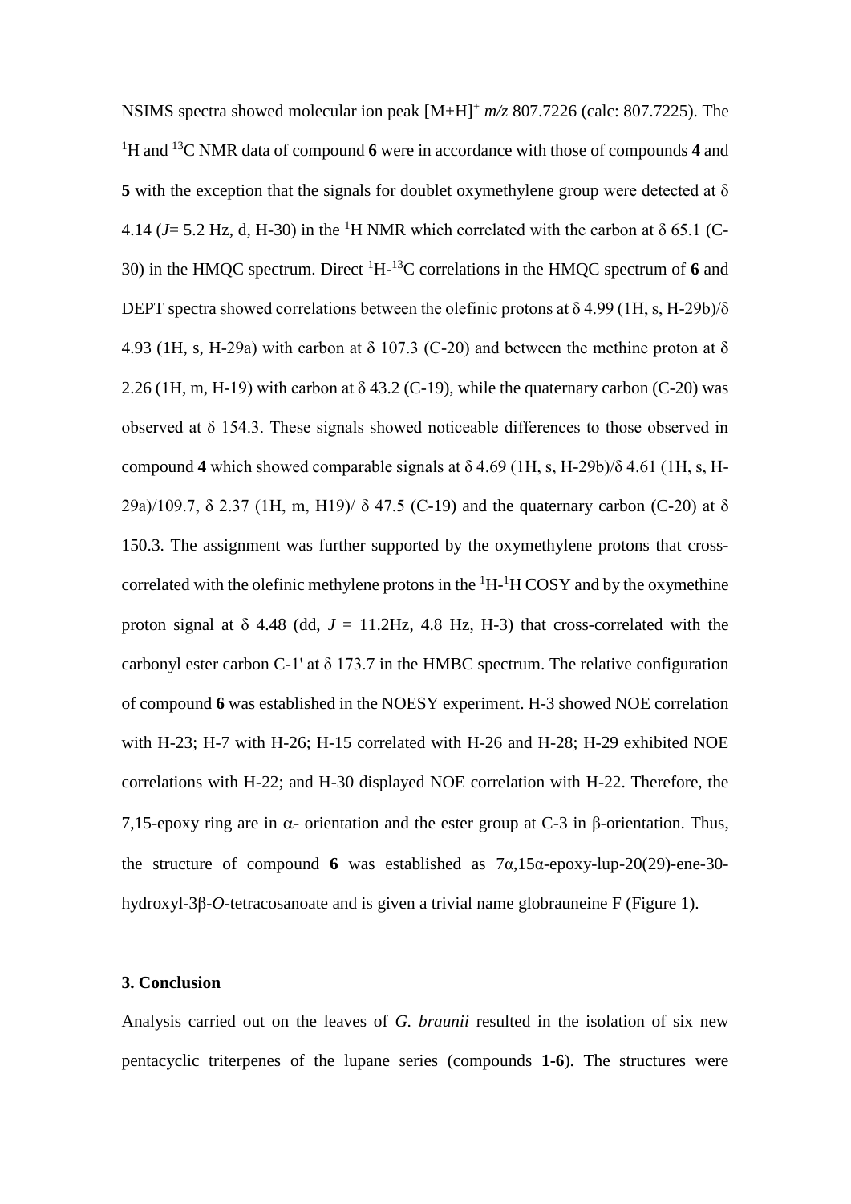NSIMS spectra showed molecular ion peak $[M+H]^+$ *m/z* 807.7226 (calc: 807.7225). The $^1$H and $^{13}$C NMR data of compound **6** were in accordance with those of compounds **4** and **5** with the exception that the signals for doublet oxymethylene group were detected at δ 4.14 (*J*= 5.2 Hz, d, H-30) in the $^1$H NMR which correlated with the carbon at δ 65.1 (C-30) in the HMQC spectrum. Direct $^1$H-$^{13}$C correlations in the HMQC spectrum of **6** and DEPT spectra showed correlations between the olefinic protons at δ 4.99 (1H, s, H-29b)/δ 4.93 (1H, s, H-29a) with carbon at δ 107.3 (C-20) and between the methine proton at δ 2.26 (1H, m, H-19) with carbon at δ 43.2 (C-19), while the quaternary carbon (C-20) was observed at δ 154.3. These signals showed noticeable differences to those observed in compound **4** which showed comparable signals at δ 4.69 (1H, s, H-29b)/δ 4.61 (1H, s, H-29a)/109.7, δ 2.37 (1H, m, H19)/ δ 47.5 (C-19) and the quaternary carbon (C-20) at δ 150.3. The assignment was further supported by the oxymethylene protons that cross-correlated with the olefinic methylene protons in the $^1$H-$^1$H COSY and by the oxymethine proton signal at δ 4.48 (dd, *J* = 11.2Hz, 4.8 Hz, H-3) that cross-correlated with the carbonyl ester carbon C-1' at δ 173.7 in the HMBC spectrum. The relative configuration of compound **6** was established in the NOESY experiment. H-3 showed NOE correlation with H-23; H-7 with H-26; H-15 correlated with H-26 and H-28; H-29 exhibited NOE correlations with H-22; and H-30 displayed NOE correlation with H-22. Therefore, the 7,15-epoxy ring are in α- orientation and the ester group at C-3 in β-orientation. Thus, the structure of compound **6** was established as 7α,15α-epoxy-lup-20(29)-ene-30-hydroxyl-3β-*O*-tetracosanoate and is given a trivial name globrauneine F (Figure 1).

## 3. Conclusion

Analysis carried out on the leaves of *G. braunii* resulted in the isolation of six new pentacyclic triterpenes of the lupane series (compounds **1-6**). The structures were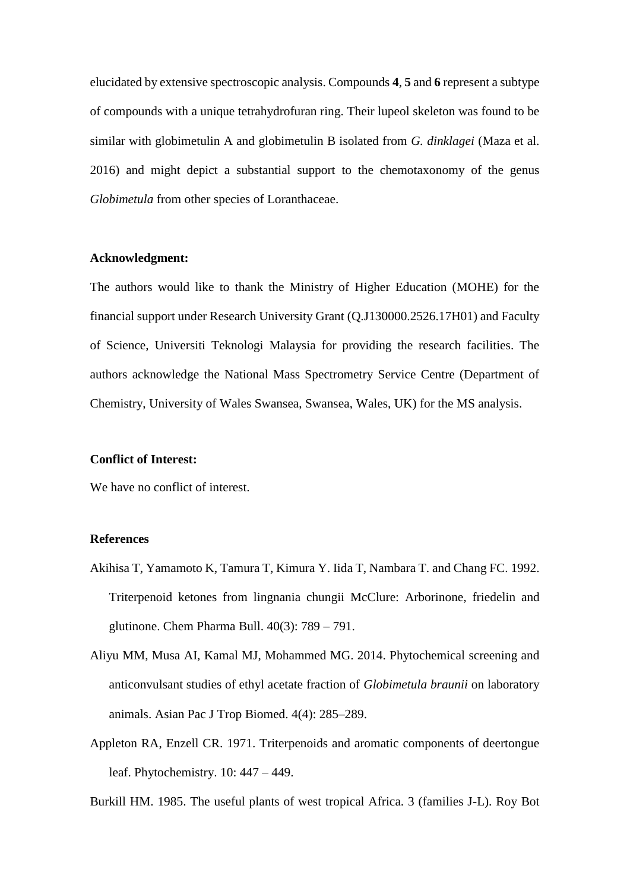elucidated by extensive spectroscopic analysis. Compounds **4**, **5** and **6** represent a subtype of compounds with a unique tetrahydrofuran ring. Their lupeol skeleton was found to be similar with globimetulin A and globimetulin B isolated from *G. dinklagei* (Maza et al. 2016) and might depict a substantial support to the chemotaxonomy of the genus *Globimetula* from other species of Loranthaceae.

**Acknowledgment:**

The authors would like to thank the Ministry of Higher Education (MOHE) for the financial support under Research University Grant (Q.J130000.2526.17H01) and Faculty of Science, Universiti Teknologi Malaysia for providing the research facilities. The authors acknowledge the National Mass Spectrometry Service Centre (Department of Chemistry, University of Wales Swansea, Swansea, Wales, UK) for the MS analysis.

**Conflict of Interest:**

We have no conflict of interest.

**References**

Akihisa T, Yamamoto K, Tamura T, Kimura Y. Iida T, Nambara T. and Chang FC. 1992. Triterpenoid ketones from lingnania chungii McClure: Arborinone, friedelin and glutinone. Chem Pharma Bull. 40(3): 789 – 791.

Aliyu MM, Musa AI, Kamal MJ, Mohammed MG. 2014. Phytochemical screening and anticonvulsant studies of ethyl acetate fraction of *Globimetula braunii* on laboratory animals. Asian Pac J Trop Biomed. 4(4): 285–289.

Appleton RA, Enzell CR. 1971. Triterpenoids and aromatic components of deertongue leaf. Phytochemistry. 10: 447 – 449.

Burkill HM. 1985. The useful plants of west tropical Africa. 3 (families J-L). Roy Bot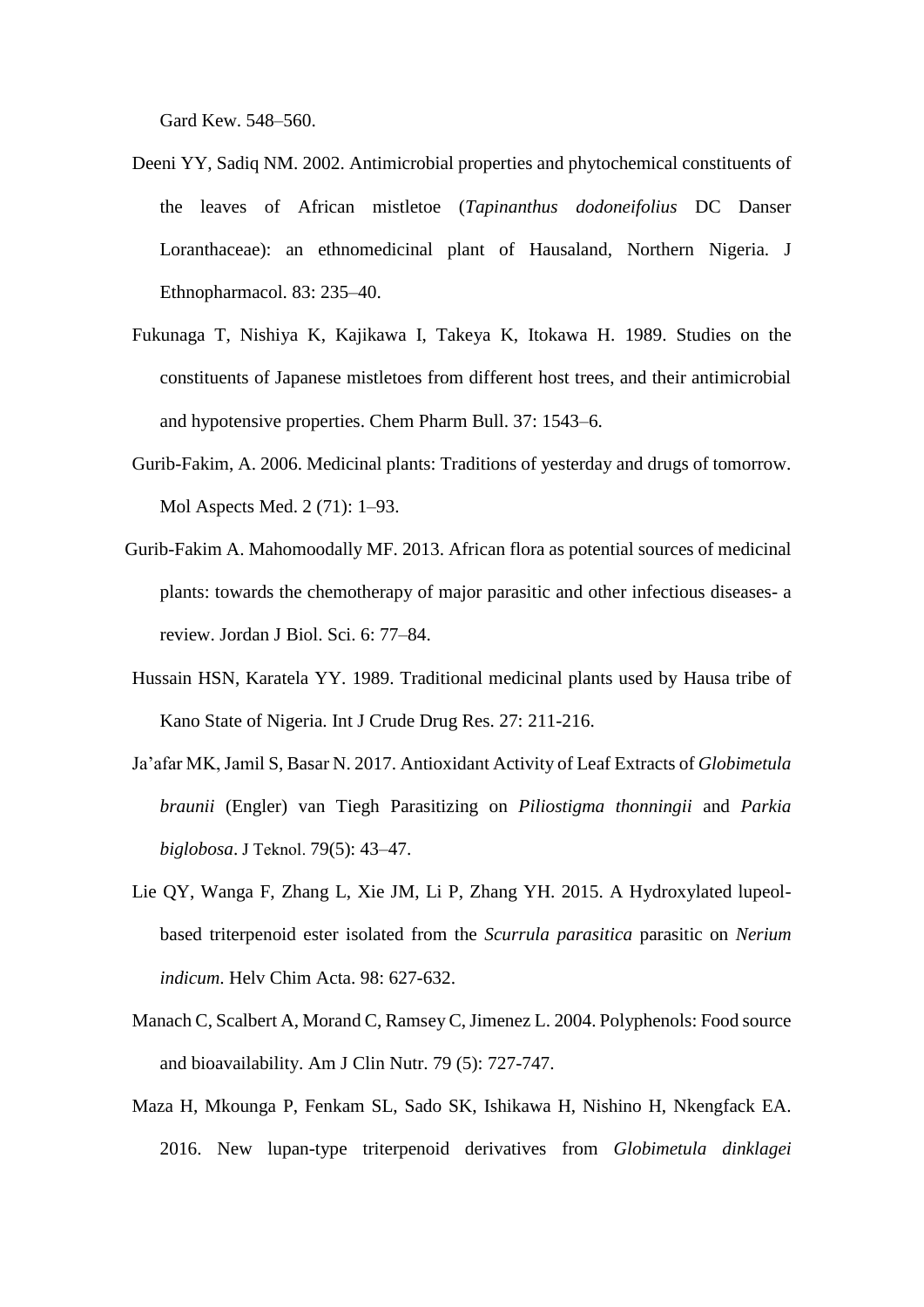Gard Kew. 548–560.

Deeni YY, Sadiq NM. 2002. Antimicrobial properties and phytochemical constituents of the leaves of African mistletoe (*Tapinanthus dodoneifolius* DC Danser Loranthaceae): an ethnomedicinal plant of Hausaland, Northern Nigeria. J Ethnopharmacol. 83: 235–40.

Fukunaga T, Nishiya K, Kajikawa I, Takeya K, Itokawa H. 1989. Studies on the constituents of Japanese mistletoes from different host trees, and their antimicrobial and hypotensive properties. Chem Pharm Bull. 37: 1543–6.

Gurib-Fakim, A. 2006. Medicinal plants: Traditions of yesterday and drugs of tomorrow. Mol Aspects Med. 2 (71): 1–93.

Gurib-Fakim A. Mahomoodally MF. 2013. African flora as potential sources of medicinal plants: towards the chemotherapy of major parasitic and other infectious diseases- a review. Jordan J Biol. Sci. 6: 77–84.

Hussain HSN, Karatela YY. 1989. Traditional medicinal plants used by Hausa tribe of Kano State of Nigeria. Int J Crude Drug Res. 27: 211-216.

Ja'afar MK, Jamil S, Basar N. 2017. Antioxidant Activity of Leaf Extracts of *Globimetula braunii* (Engler) van Tiegh Parasitizing on *Piliostigma thonningii* and *Parkia biglobosa*. J Teknol. 79(5): 43–47.

Lie QY, Wanga F, Zhang L, Xie JM, Li P, Zhang YH. 2015. A Hydroxylated lupeol-based triterpenoid ester isolated from the *Scurrula parasitica* parasitic on *Nerium indicum*. Helv Chim Acta. 98: 627-632.

Manach C, Scalbert A, Morand C, Ramsey C, Jimenez L. 2004. Polyphenols: Food source and bioavailability. Am J Clin Nutr. 79 (5): 727-747.

Maza H, Mkounga P, Fenkam SL, Sado SK, Ishikawa H, Nishino H, Nkengfack EA. 2016. New lupan-type triterpenoid derivatives from *Globimetula dinklagei*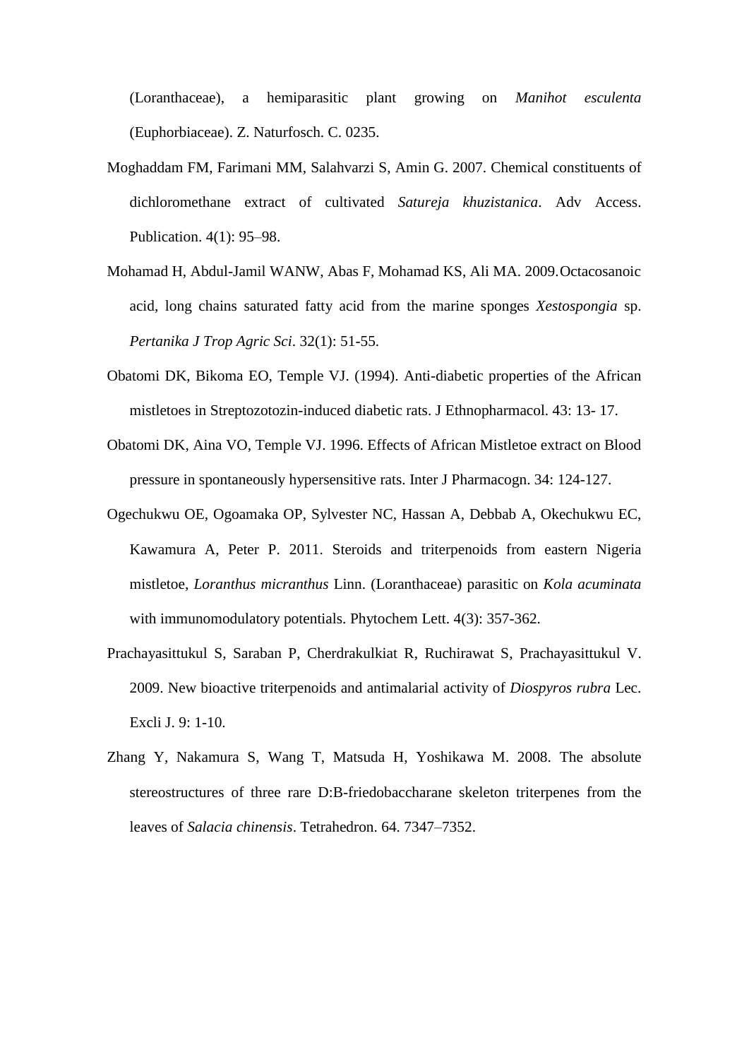(Loranthaceae), a hemiparasitic plant growing on *Manihot esculenta* (Euphorbiaceae). Z. Naturfosch. C. 0235.

Moghaddam FM, Farimani MM, Salahvarzi S, Amin G. 2007. Chemical constituents of dichloromethane extract of cultivated *Satureja khuzistanica*. Adv Access. Publication. 4(1): 95–98.

Mohamad H, Abdul-Jamil WANW, Abas F, Mohamad KS, Ali MA. 2009. Octacosanoic acid, long chains saturated fatty acid from the marine sponges *Xestospongia* sp. *Pertanika J Trop Agric Sci*. 32(1): 51-55.

Obatomi DK, Bikoma EO, Temple VJ. (1994). Anti-diabetic properties of the African mistletoes in Streptozotozin-induced diabetic rats. J Ethnopharmacol. 43: 13- 17.

Obatomi DK, Aina VO, Temple VJ. 1996. Effects of African Mistletoe extract on Blood pressure in spontaneously hypersensitive rats. Inter J Pharmacogn. 34: 124-127.

Ogechukwu OE, Ogoamaka OP, Sylvester NC, Hassan A, Debbab A, Okechukwu EC, Kawamura A, Peter P. 2011. Steroids and triterpenoids from eastern Nigeria mistletoe, *Loranthus micranthus* Linn. (Loranthaceae) parasitic on *Kola acuminata* with immunomodulatory potentials. Phytochem Lett. 4(3): 357-362.

Prachayasittukul S, Saraban P, Cherdrakulkiat R, Ruchirawat S, Prachayasittukul V. 2009. New bioactive triterpenoids and antimalarial activity of *Diospyros rubra* Lec. Excli J. 9: 1-10.

Zhang Y, Nakamura S, Wang T, Matsuda H, Yoshikawa M. 2008. The absolute stereostructures of three rare D:B-friedobaccharane skeleton triterpenes from the leaves of *Salacia chinensis*. Tetrahedron. 64. 7347–7352.